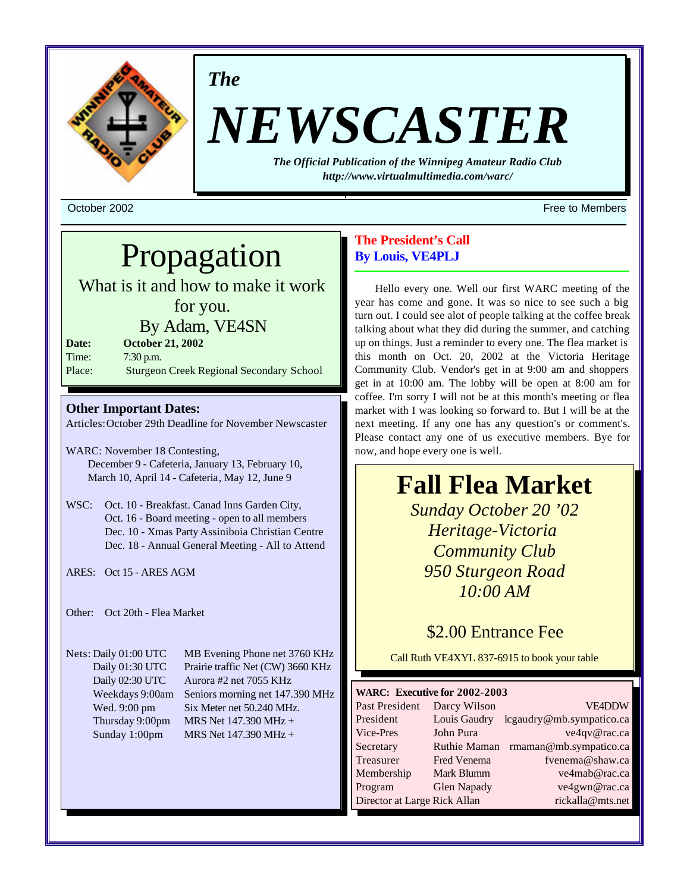*The*

# NEWSCASTER

***The Official Publication of the Winnipeg Amateur Radio Club***
***http://www.virtualmultimedia.com/warc/***

October 2002 — Free to Members

## Propagation

What is it and how to make it work for you.

By Adam, VE4SN

**Date:** **October 21, 2002**
Time: 7:30 p.m.
Place: Sturgeon Creek Regional Secondary School

### Other Important Dates:

Articles: October 29th Deadline for November Newscaster

WARC: November 18 Contesting,
December 9 - Cafeteria, January 13, February 10,
March 10, April 14 - Cafeteria, May 12, June 9

WSC: Oct. 10 - Breakfast. Canad Inns Garden City,
Oct. 16 - Board meeting - open to all members
Dec. 10 - Xmas Party Assiniboia Christian Centre
Dec. 18 - Annual General Meeting - All to Attend

ARES: Oct 15 - ARES AGM

Other: Oct 20th - Flea Market

Nets:

| | |
|---|---|
| Daily 01:00 UTC | MB Evening Phone net 3760 KHz |
| Daily 01:30 UTC | Prairie traffic Net (CW) 3660 KHz |
| Daily 02:30 UTC | Aurora #2 net 7055 KHz |
| Weekdays 9:00am | Seniors morning net 147.390 MHz |
| Wed. 9:00 pm | Six Meter net 50.240 MHz. |
| Thursday 9:00pm | MRS Net 147.390 MHz + |
| Sunday 1:00pm | MRS Net 147.390 MHz + |

## The President's Call
**By Louis, VE4PLJ**

Hello every one. Well our first WARC meeting of the year has come and gone. It was so nice to see such a big turn out. I could see alot of people talking at the coffee break talking about what they did during the summer, and catching up on things. Just a reminder to every one. The flea market is this month on Oct. 20, 2002 at the Victoria Heritage Community Club. Vendor's get in at 9:00 am and shoppers get in at 10:00 am. The lobby will be open at 8:00 am for coffee. I'm sorry I will not be at this month's meeting or flea market with I was looking so forward to. But I will be at the next meeting. If any one has any question's or comment's. Please contact any one of us executive members. Bye for now, and hope every one is well.

## Fall Flea Market

*Sunday October 20 '02*
*Heritage-Victoria Community Club*
*950 Sturgeon Road*
*10:00 AM*

$2.00 Entrance Fee

Call Ruth VE4XYL 837-6915 to book your table

**WARC: Executive for 2002-2003**

| | | |
|---|---|---|
| Past President | Darcy Wilson | VE4DDW |
| President | Louis Gaudry | lcgaudry@mb.sympatico.ca |
| Vice-Pres | John Pura | ve4qv@rac.ca |
| Secretary | Ruthie Maman | rmaman@mb.sympatico.ca |
| Treasurer | Fred Venema | fvenema@shaw.ca |
| Membership | Mark Blumm | ve4mab@rac.ca |
| Program | Glen Napady | ve4gwn@rac.ca |
| Director at Large | Rick Allan | rickalla@mts.net |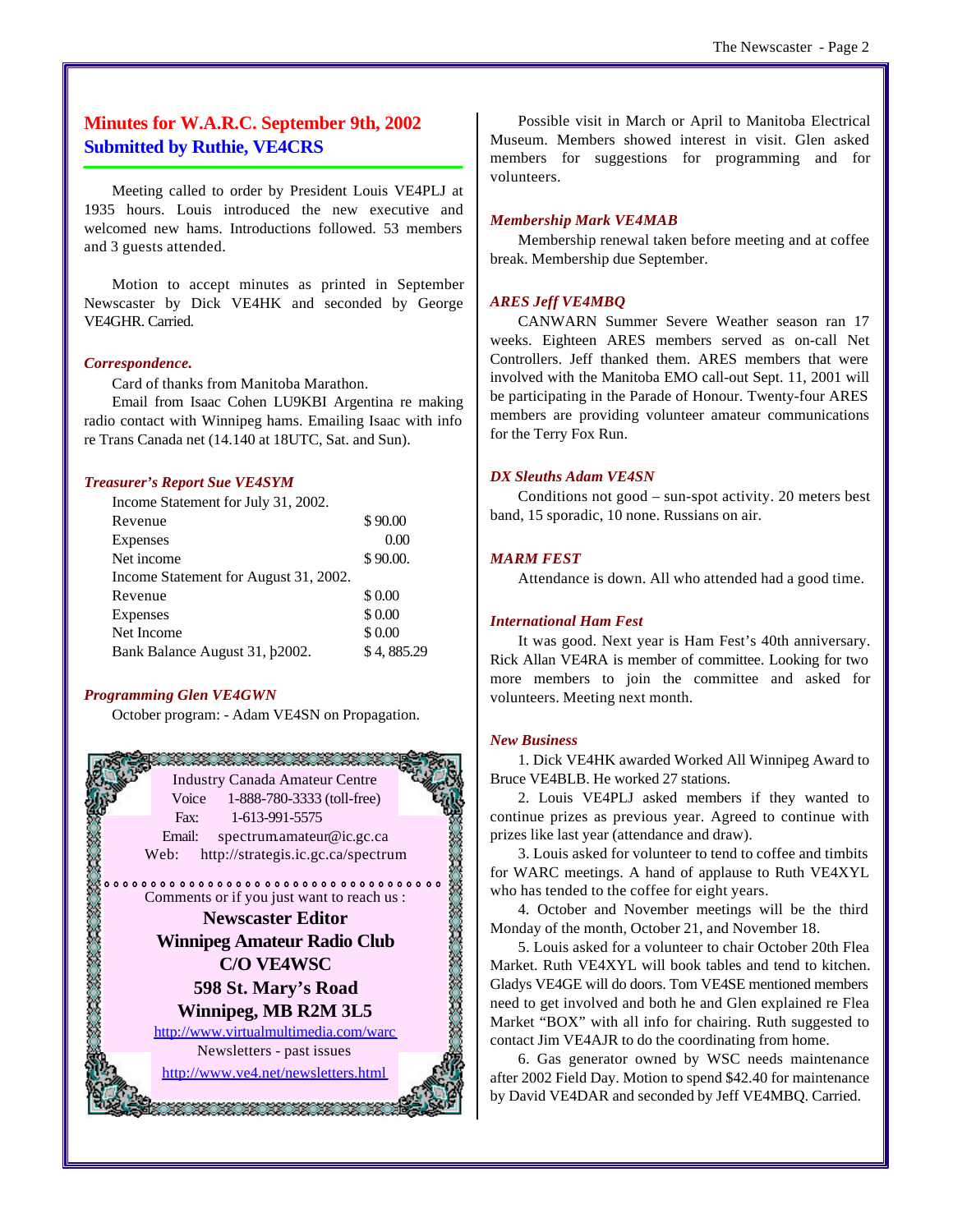## Minutes for W.A.R.C. September 9th, 2002
## Submitted by Ruthie, VE4CRS

Meeting called to order by President Louis VE4PLJ at 1935 hours. Louis introduced the new executive and welcomed new hams. Introductions followed. 53 members and 3 guests attended.

Motion to accept minutes as printed in September Newscaster by Dick VE4HK and seconded by George VE4GHR. Carried.

### *Correspondence.*

Card of thanks from Manitoba Marathon.

Email from Isaac Cohen LU9KBI Argentina re making radio contact with Winnipeg hams. Emailing Isaac with info re Trans Canada net (14.140 at 18UTC, Sat. and Sun).

### *Treasurer's Report Sue VE4SYM*

| | |
|---|---|
| Income Statement for July 31, 2002. | |
| Revenue | $ 90.00 |
| Expenses | 0.00 |
| Net income | $ 90.00. |
| Income Statement for August 31, 2002. | |
| Revenue | $ 0.00 |
| Expenses | $ 0.00 |
| Net Income | $ 0.00 |
| Bank Balance August 31, þ2002. | $ 4, 885.29 |

### *Programming Glen VE4GWN*

October program: - Adam VE4SN on Propagation.

Industry Canada Amateur Centre
Voice 1-888-780-3333 (toll-free)
Fax: 1-613-991-5575
Email: spectrum.amateur@ic.gc.ca
Web: http://strategis.ic.gc.ca/spectrum

Comments or if you just want to reach us :

**Newscaster Editor**
**Winnipeg Amateur Radio Club**
**C/O VE4WSC**
**598 St. Mary's Road**
**Winnipeg, MB R2M 3L5**

http://www.virtualmultimedia.com/warc
Newsletters - past issues
http://www.ve4.net/newsletters.html

Possible visit in March or April to Manitoba Electrical Museum. Members showed interest in visit. Glen asked members for suggestions for programming and for volunteers.

### *Membership Mark VE4MAB*

Membership renewal taken before meeting and at coffee break. Membership due September.

### *ARES Jeff VE4MBQ*

CANWARN Summer Severe Weather season ran 17 weeks. Eighteen ARES members served as on-call Net Controllers. Jeff thanked them. ARES members that were involved with the Manitoba EMO call-out Sept. 11, 2001 will be participating in the Parade of Honour. Twenty-four ARES members are providing volunteer amateur communications for the Terry Fox Run.

### *DX Sleuths Adam VE4SN*

Conditions not good – sun-spot activity. 20 meters best band, 15 sporadic, 10 none. Russians on air.

### *MARM FEST*

Attendance is down. All who attended had a good time.

### *International Ham Fest*

It was good. Next year is Ham Fest's 40th anniversary. Rick Allan VE4RA is member of committee. Looking for two more members to join the committee and asked for volunteers. Meeting next month.

### *New Business*

1. Dick VE4HK awarded Worked All Winnipeg Award to Bruce VE4BLB. He worked 27 stations.

2. Louis VE4PLJ asked members if they wanted to continue prizes as previous year. Agreed to continue with prizes like last year (attendance and draw).

3. Louis asked for volunteer to tend to coffee and timbits for WARC meetings. A hand of applause to Ruth VE4XYL who has tended to the coffee for eight years.

4. October and November meetings will be the third Monday of the month, October 21, and November 18.

5. Louis asked for a volunteer to chair October 20th Flea Market. Ruth VE4XYL will book tables and tend to kitchen. Gladys VE4GE will do doors. Tom VE4SE mentioned members need to get involved and both he and Glen explained re Flea Market "BOX" with all info for chairing. Ruth suggested to contact Jim VE4AJR to do the coordinating from home.

6. Gas generator owned by WSC needs maintenance after 2002 Field Day. Motion to spend $42.40 for maintenance by David VE4DAR and seconded by Jeff VE4MBQ. Carried.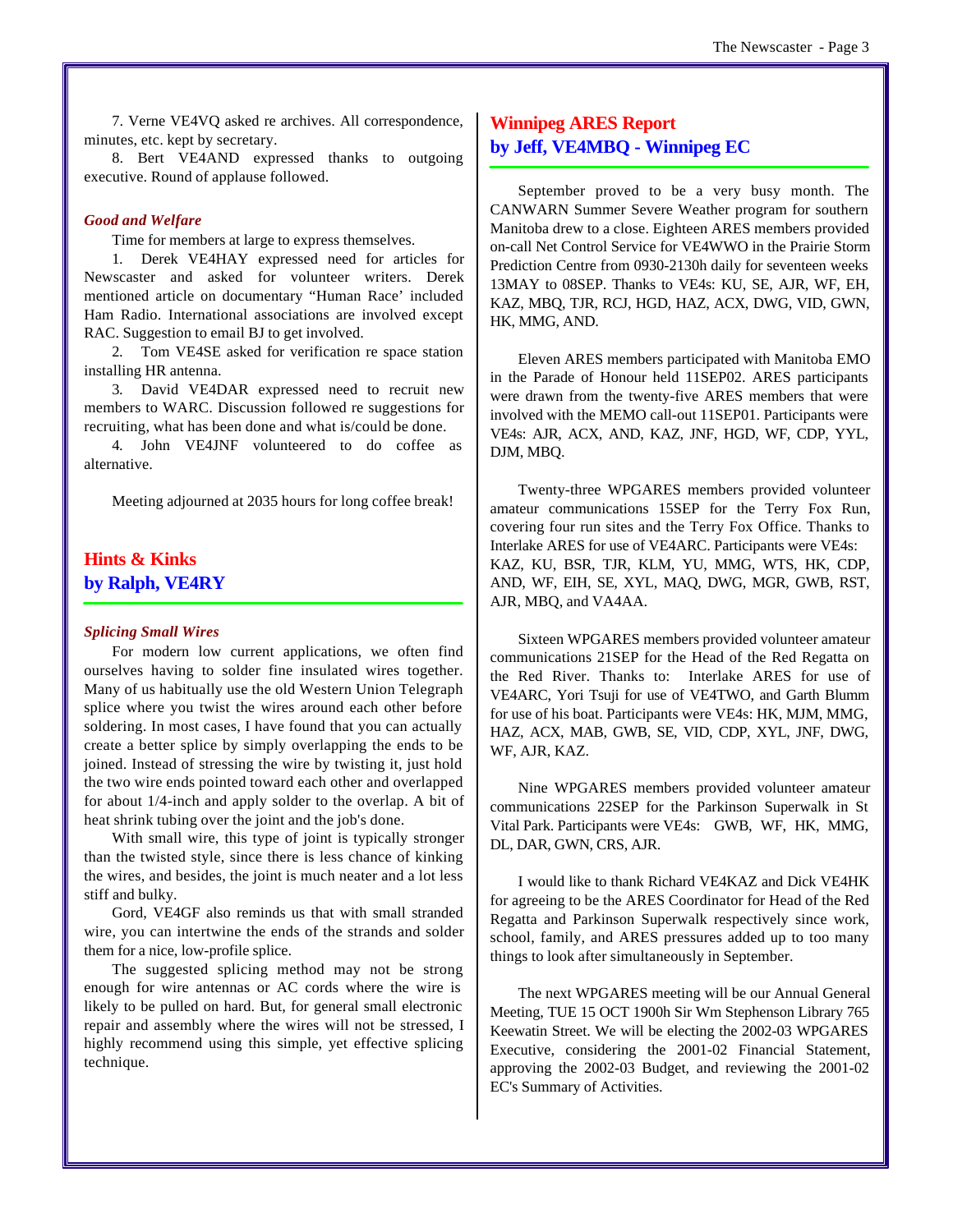7. Verne VE4VQ asked re archives. All correspondence, minutes, etc. kept by secretary.

8. Bert VE4AND expressed thanks to outgoing executive. Round of applause followed.

### *Good and Welfare*

Time for members at large to express themselves.

1. Derek VE4HAY expressed need for articles for Newscaster and asked for volunteer writers. Derek mentioned article on documentary "Human Race' included Ham Radio. International associations are involved except RAC. Suggestion to email BJ to get involved.
2. Tom VE4SE asked for verification re space station installing HR antenna.
3. David VE4DAR expressed need to recruit new members to WARC. Discussion followed re suggestions for recruiting, what has been done and what is/could be done.
4. John VE4JNF volunteered to do coffee as alternative.

Meeting adjourned at 2035 hours for long coffee break!

## Hints & Kinks
## by Ralph, VE4RY

### *Splicing Small Wires*

For modern low current applications, we often find ourselves having to solder fine insulated wires together. Many of us habitually use the old Western Union Telegraph splice where you twist the wires around each other before soldering. In most cases, I have found that you can actually create a better splice by simply overlapping the ends to be joined. Instead of stressing the wire by twisting it, just hold the two wire ends pointed toward each other and overlapped for about 1/4-inch and apply solder to the overlap. A bit of heat shrink tubing over the joint and the job's done.

With small wire, this type of joint is typically stronger than the twisted style, since there is less chance of kinking the wires, and besides, the joint is much neater and a lot less stiff and bulky.

Gord, VE4GF also reminds us that with small stranded wire, you can intertwine the ends of the strands and solder them for a nice, low-profile splice.

The suggested splicing method may not be strong enough for wire antennas or AC cords where the wire is likely to be pulled on hard. But, for general small electronic repair and assembly where the wires will not be stressed, I highly recommend using this simple, yet effective splicing technique.

## Winnipeg ARES Report
## by Jeff, VE4MBQ - Winnipeg EC

September proved to be a very busy month. The CANWARN Summer Severe Weather program for southern Manitoba drew to a close. Eighteen ARES members provided on-call Net Control Service for VE4WWO in the Prairie Storm Prediction Centre from 0930-2130h daily for seventeen weeks 13MAY to 08SEP. Thanks to VE4s: KU, SE, AJR, WF, EH, KAZ, MBQ, TJR, RCJ, HGD, HAZ, ACX, DWG, VID, GWN, HK, MMG, AND.

Eleven ARES members participated with Manitoba EMO in the Parade of Honour held 11SEP02. ARES participants were drawn from the twenty-five ARES members that were involved with the MEMO call-out 11SEP01. Participants were VE4s: AJR, ACX, AND, KAZ, JNF, HGD, WF, CDP, YYL, DJM, MBQ.

Twenty-three WPGARES members provided volunteer amateur communications 15SEP for the Terry Fox Run, covering four run sites and the Terry Fox Office. Thanks to Interlake ARES for use of VE4ARC. Participants were VE4s:
KAZ, KU, BSR, TJR, KLM, YU, MMG, WTS, HK, CDP, AND, WF, EIH, SE, XYL, MAQ, DWG, MGR, GWB, RST, AJR, MBQ, and VA4AA.

Sixteen WPGARES members provided volunteer amateur communications 21SEP for the Head of the Red Regatta on the Red River. Thanks to: Interlake ARES for use of VE4ARC, Yori Tsuji for use of VE4TWO, and Garth Blumm for use of his boat. Participants were VE4s: HK, MJM, MMG, HAZ, ACX, MAB, GWB, SE, VID, CDP, XYL, JNF, DWG, WF, AJR, KAZ.

Nine WPGARES members provided volunteer amateur communications 22SEP for the Parkinson Superwalk in St Vital Park. Participants were VE4s: GWB, WF, HK, MMG, DL, DAR, GWN, CRS, AJR.

I would like to thank Richard VE4KAZ and Dick VE4HK for agreeing to be the ARES Coordinator for Head of the Red Regatta and Parkinson Superwalk respectively since work, school, family, and ARES pressures added up to too many things to look after simultaneously in September.

The next WPGARES meeting will be our Annual General Meeting, TUE 15 OCT 1900h Sir Wm Stephenson Library 765 Keewatin Street. We will be electing the 2002-03 WPGARES Executive, considering the 2001-02 Financial Statement, approving the 2002-03 Budget, and reviewing the 2001-02 EC's Summary of Activities.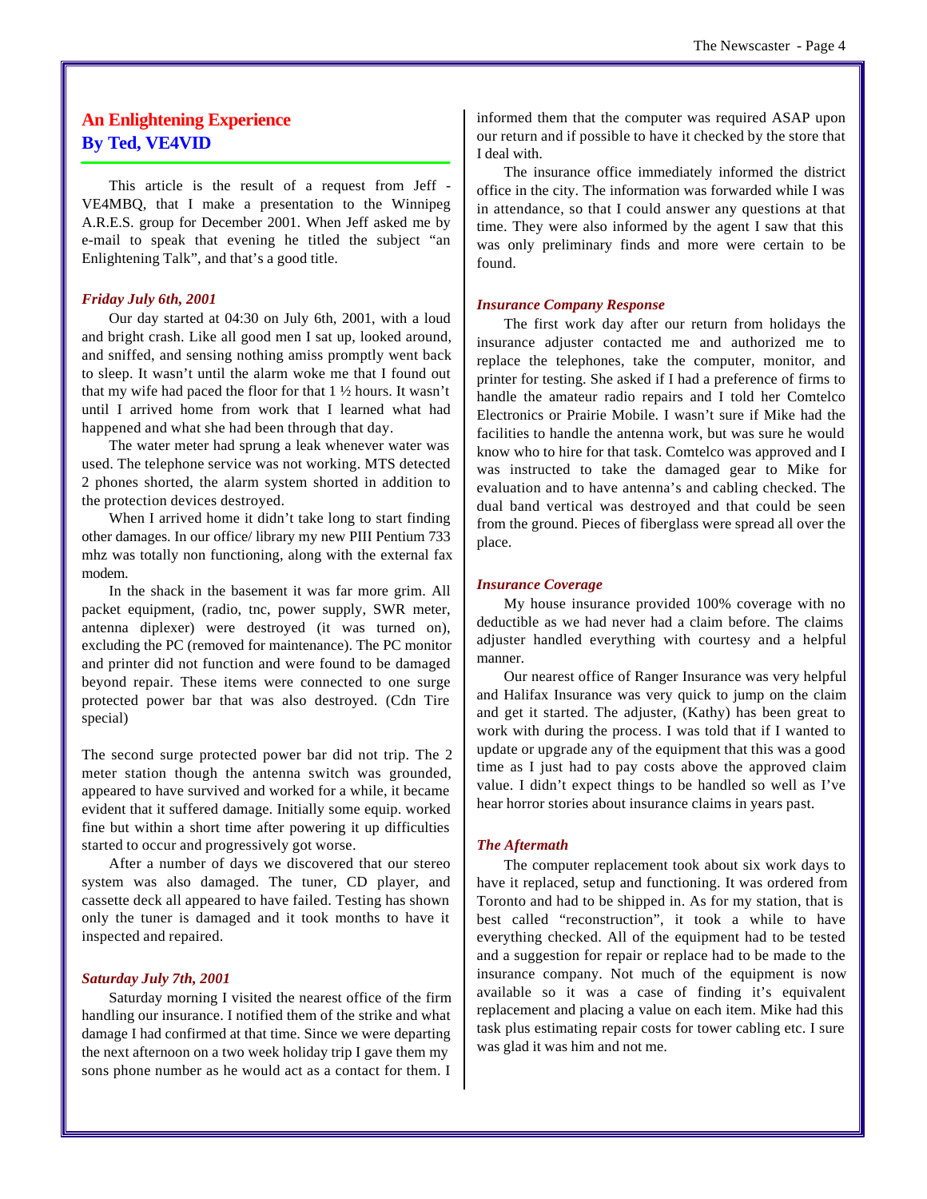## An Enlightening Experience
## By Ted, VE4VID

This article is the result of a request from Jeff - VE4MBQ, that I make a presentation to the Winnipeg A.R.E.S. group for December 2001. When Jeff asked me by e-mail to speak that evening he titled the subject "an Enlightening Talk", and that's a good title.

### *Friday July 6th, 2001*

Our day started at 04:30 on July 6th, 2001, with a loud and bright crash. Like all good men I sat up, looked around, and sniffed, and sensing nothing amiss promptly went back to sleep. It wasn't until the alarm woke me that I found out that my wife had paced the floor for that 1 ½ hours. It wasn't until I arrived home from work that I learned what had happened and what she had been through that day.

The water meter had sprung a leak whenever water was used. The telephone service was not working. MTS detected 2 phones shorted, the alarm system shorted in addition to the protection devices destroyed.

When I arrived home it didn't take long to start finding other damages. In our office/ library my new PIII Pentium 733 mhz was totally non functioning, along with the external fax modem.

In the shack in the basement it was far more grim. All packet equipment, (radio, tnc, power supply, SWR meter, antenna diplexer) were destroyed (it was turned on), excluding the PC (removed for maintenance). The PC monitor and printer did not function and were found to be damaged beyond repair. These items were connected to one surge protected power bar that was also destroyed. (Cdn Tire special)

The second surge protected power bar did not trip. The 2 meter station though the antenna switch was grounded, appeared to have survived and worked for a while, it became evident that it suffered damage. Initially some equip. worked fine but within a short time after powering it up difficulties started to occur and progressively got worse.

After a number of days we discovered that our stereo system was also damaged. The tuner, CD player, and cassette deck all appeared to have failed. Testing has shown only the tuner is damaged and it took months to have it inspected and repaired.

### *Saturday July 7th, 2001*

Saturday morning I visited the nearest office of the firm handling our insurance. I notified them of the strike and what damage I had confirmed at that time. Since we were departing the next afternoon on a two week holiday trip I gave them my sons phone number as he would act as a contact for them. I informed them that the computer was required ASAP upon our return and if possible to have it checked by the store that I deal with.

The insurance office immediately informed the district office in the city. The information was forwarded while I was in attendance, so that I could answer any questions at that time. They were also informed by the agent I saw that this was only preliminary finds and more were certain to be found.

### *Insurance Company Response*

The first work day after our return from holidays the insurance adjuster contacted me and authorized me to replace the telephones, take the computer, monitor, and printer for testing. She asked if I had a preference of firms to handle the amateur radio repairs and I told her Comtelco Electronics or Prairie Mobile. I wasn't sure if Mike had the facilities to handle the antenna work, but was sure he would know who to hire for that task. Comtelco was approved and I was instructed to take the damaged gear to Mike for evaluation and to have antenna's and cabling checked. The dual band vertical was destroyed and that could be seen from the ground. Pieces of fiberglass were spread all over the place.

### *Insurance Coverage*

My house insurance provided 100% coverage with no deductible as we had never had a claim before. The claims adjuster handled everything with courtesy and a helpful manner.

Our nearest office of Ranger Insurance was very helpful and Halifax Insurance was very quick to jump on the claim and get it started. The adjuster, (Kathy) has been great to work with during the process. I was told that if I wanted to update or upgrade any of the equipment that this was a good time as I just had to pay costs above the approved claim value. I didn't expect things to be handled so well as I've hear horror stories about insurance claims in years past.

### *The Aftermath*

The computer replacement took about six work days to have it replaced, setup and functioning. It was ordered from Toronto and had to be shipped in. As for my station, that is best called "reconstruction", it took a while to have everything checked. All of the equipment had to be tested and a suggestion for repair or replace had to be made to the insurance company. Not much of the equipment is now available so it was a case of finding it's equivalent replacement and placing a value on each item. Mike had this task plus estimating repair costs for tower cabling etc. I sure was glad it was him and not me.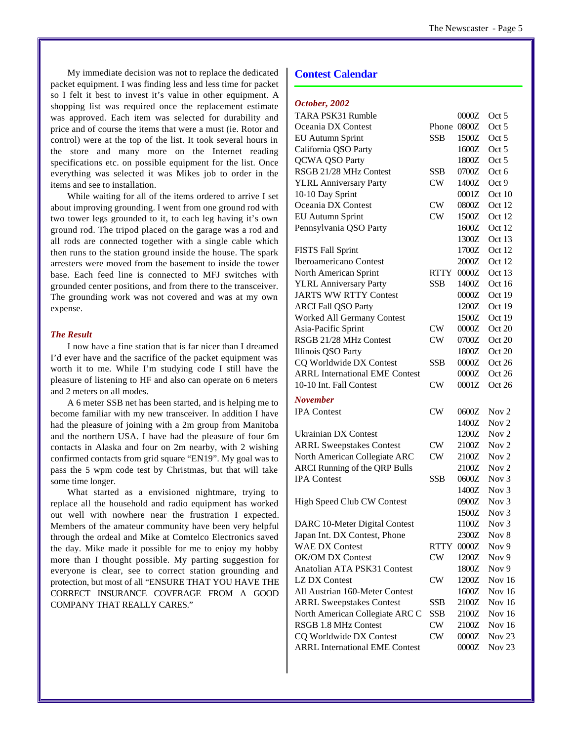My immediate decision was not to replace the dedicated packet equipment. I was finding less and less time for packet so I felt it best to invest it's value in other equipment. A shopping list was required once the replacement estimate was approved. Each item was selected for durability and price and of course the items that were a must (ie. Rotor and control) were at the top of the list. It took several hours in the store and many more on the Internet reading specifications etc. on possible equipment for the list. Once everything was selected it was Mikes job to order in the items and see to installation.

While waiting for all of the items ordered to arrive I set about improving grounding. I went from one ground rod with two tower legs grounded to it, to each leg having it's own ground rod. The tripod placed on the garage was a rod and all rods are connected together with a single cable which then runs to the station ground inside the house. The spark arresters were moved from the basement to inside the tower base. Each feed line is connected to MFJ switches with grounded center positions, and from there to the transceiver. The grounding work was not covered and was at my own expense.

### *The Result*

I now have a fine station that is far nicer than I dreamed I'd ever have and the sacrifice of the packet equipment was worth it to me. While I'm studying code I still have the pleasure of listening to HF and also can operate on 6 meters and 2 meters on all modes.

A 6 meter SSB net has been started, and is helping me to become familiar with my new transceiver. In addition I have had the pleasure of joining with a 2m group from Manitoba and the northern USA. I have had the pleasure of four 6m contacts in Alaska and four on 2m nearby, with 2 wishing confirmed contacts from grid square "EN19". My goal was to pass the 5 wpm code test by Christmas, but that will take some time longer.

What started as a envisioned nightmare, trying to replace all the household and radio equipment has worked out well with nowhere near the frustration I expected. Members of the amateur community have been very helpful through the ordeal and Mike at Comtelco Electronics saved the day. Mike made it possible for me to enjoy my hobby more than I thought possible. My parting suggestion for everyone is clear, see to correct station grounding and protection, but most of all "ENSURE THAT YOU HAVE THE CORRECT INSURANCE COVERAGE FROM A GOOD COMPANY THAT REALLY CARES."

## Contest Calendar

### *October, 2002*

| Contest | Mode | Time | Date |
|---|---|---|---|
| TARA PSK31 Rumble | | 0000Z | Oct 5 |
| Oceania DX Contest | Phone | 0800Z | Oct 5 |
| EU Autumn Sprint | SSB | 1500Z | Oct 5 |
| California QSO Party | | 1600Z | Oct 5 |
| QCWA QSO Party | | 1800Z | Oct 5 |
| RSGB 21/28 MHz Contest | SSB | 0700Z | Oct 6 |
| YLRL Anniversary Party | CW | 1400Z | Oct 9 |
| 10-10 Day Sprint | | 0001Z | Oct 10 |
| Oceania DX Contest | CW | 0800Z | Oct 12 |
| EU Autumn Sprint | CW | 1500Z | Oct 12 |
| Pennsylvania QSO Party | | 1600Z | Oct 12 |
| | | 1300Z | Oct 13 |
| FISTS Fall Sprint | | 1700Z | Oct 12 |
| Iberoamericano Contest | | 2000Z | Oct 12 |
| North American Sprint | RTTY | 0000Z | Oct 13 |
| YLRL Anniversary Party | SSB | 1400Z | Oct 16 |
| JARTS WW RTTY Contest | | 0000Z | Oct 19 |
| ARCI Fall QSO Party | | 1200Z | Oct 19 |
| Worked All Germany Contest | | 1500Z | Oct 19 |
| Asia-Pacific Sprint | CW | 0000Z | Oct 20 |
| RSGB 21/28 MHz Contest | CW | 0700Z | Oct 20 |
| Illinois QSO Party | | 1800Z | Oct 20 |
| CQ Worldwide DX Contest | SSB | 0000Z | Oct 26 |
| ARRL International EME Contest | | 0000Z | Oct 26 |
| 10-10 Int. Fall Contest | CW | 0001Z | Oct 26 |

### *November*

| Contest | Mode | Time | Date |
|---|---|---|---|
| IPA Contest | CW | 0600Z | Nov 2 |
| | | 1400Z | Nov 2 |
| Ukrainian DX Contest | | 1200Z | Nov 2 |
| ARRL Sweepstakes Contest | CW | 2100Z | Nov 2 |
| North American Collegiate ARC | CW | 2100Z | Nov 2 |
| ARCI Running of the QRP Bulls | | 2100Z | Nov 2 |
| IPA Contest | SSB | 0600Z | Nov 3 |
| | | 1400Z | Nov 3 |
| High Speed Club CW Contest | | 0900Z | Nov 3 |
| | | 1500Z | Nov 3 |
| DARC 10-Meter Digital Contest | | 1100Z | Nov 3 |
| Japan Int. DX Contest, Phone | | 2300Z | Nov 8 |
| WAE DX Contest | RTTY | 0000Z | Nov 9 |
| OK/OM DX Contest | CW | 1200Z | Nov 9 |
| Anatolian ATA PSK31 Contest | | 1800Z | Nov 9 |
| LZ DX Contest | CW | 1200Z | Nov 16 |
| All Austrian 160-Meter Contest | | 1600Z | Nov 16 |
| ARRL Sweepstakes Contest | SSB | 2100Z | Nov 16 |
| North American Collegiate ARC C | SSB | 2100Z | Nov 16 |
| RSGB 1.8 MHz Contest | CW | 2100Z | Nov 16 |
| CQ Worldwide DX Contest | CW | 0000Z | Nov 23 |
| ARRL International EME Contest | | 0000Z | Nov 23 |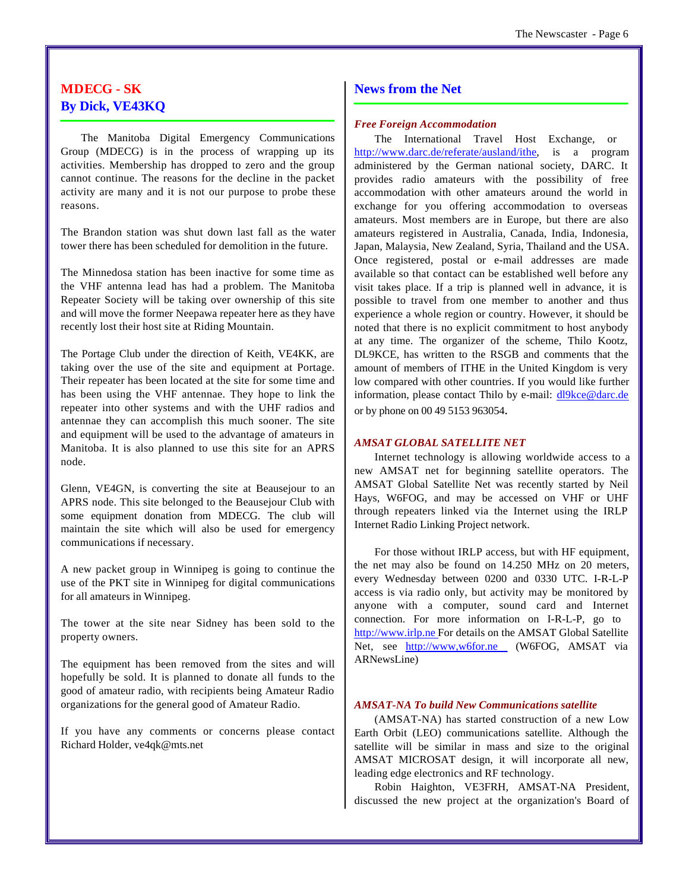## MDECG - SK
## By Dick, VE43KQ

The Manitoba Digital Emergency Communications Group (MDECG) is in the process of wrapping up its activities. Membership has dropped to zero and the group cannot continue. The reasons for the decline in the packet activity are many and it is not our purpose to probe these reasons.

The Brandon station was shut down last fall as the water tower there has been scheduled for demolition in the future.

The Minnedosa station has been inactive for some time as the VHF antenna lead has had a problem. The Manitoba Repeater Society will be taking over ownership of this site and will move the former Neepawa repeater here as they have recently lost their host site at Riding Mountain.

The Portage Club under the direction of Keith, VE4KK, are taking over the use of the site and equipment at Portage. Their repeater has been located at the site for some time and has been using the VHF antennae. They hope to link the repeater into other systems and with the UHF radios and antennae they can accomplish this much sooner. The site and equipment will be used to the advantage of amateurs in Manitoba. It is also planned to use this site for an APRS node.

Glenn, VE4GN, is converting the site at Beausejour to an APRS node. This site belonged to the Beausejour Club with some equipment donation from MDECG. The club will maintain the site which will also be used for emergency communications if necessary.

A new packet group in Winnipeg is going to continue the use of the PKT site in Winnipeg for digital communications for all amateurs in Winnipeg.

The tower at the site near Sidney has been sold to the property owners.

The equipment has been removed from the sites and will hopefully be sold. It is planned to donate all funds to the good of amateur radio, with recipients being Amateur Radio organizations for the general good of Amateur Radio.

If you have any comments or concerns please contact Richard Holder, ve4qk@mts.net

## News from the Net

### *Free Foreign Accommodation*

The International Travel Host Exchange, or http://www.darc.de/referate/ausland/ithe, is a program administered by the German national society, DARC. It provides radio amateurs with the possibility of free accommodation with other amateurs around the world in exchange for you offering accommodation to overseas amateurs. Most members are in Europe, but there are also amateurs registered in Australia, Canada, India, Indonesia, Japan, Malaysia, New Zealand, Syria, Thailand and the USA. Once registered, postal or e-mail addresses are made available so that contact can be established well before any visit takes place. If a trip is planned well in advance, it is possible to travel from one member to another and thus experience a whole region or country. However, it should be noted that there is no explicit commitment to host anybody at any time. The organizer of the scheme, Thilo Kootz, DL9KCE, has written to the RSGB and comments that the amount of members of ITHE in the United Kingdom is very low compared with other countries. If you would like further information, please contact Thilo by e-mail: dl9kce@darc.de or by phone on 00 49 5153 963054.

### *AMSAT GLOBAL SATELLITE NET*

Internet technology is allowing worldwide access to a new AMSAT net for beginning satellite operators. The AMSAT Global Satellite Net was recently started by Neil Hays, W6FOG, and may be accessed on VHF or UHF through repeaters linked via the Internet using the IRLP Internet Radio Linking Project network.

For those without IRLP access, but with HF equipment, the net may also be found on 14.250 MHz on 20 meters, every Wednesday between 0200 and 0330 UTC. I-R-L-P access is via radio only, but activity may be monitored by anyone with a computer, sound card and Internet connection. For more information on I-R-L-P, go to http://www.irlp.ne For details on the AMSAT Global Satellite Net, see http://www,w6for.ne (W6FOG, AMSAT via ARNewsLine)

### *AMSAT-NA To build New Communications satellite*

(AMSAT-NA) has started construction of a new Low Earth Orbit (LEO) communications satellite. Although the satellite will be similar in mass and size to the original AMSAT MICROSAT design, it will incorporate all new, leading edge electronics and RF technology.

Robin Haighton, VE3FRH, AMSAT-NA President, discussed the new project at the organization's Board of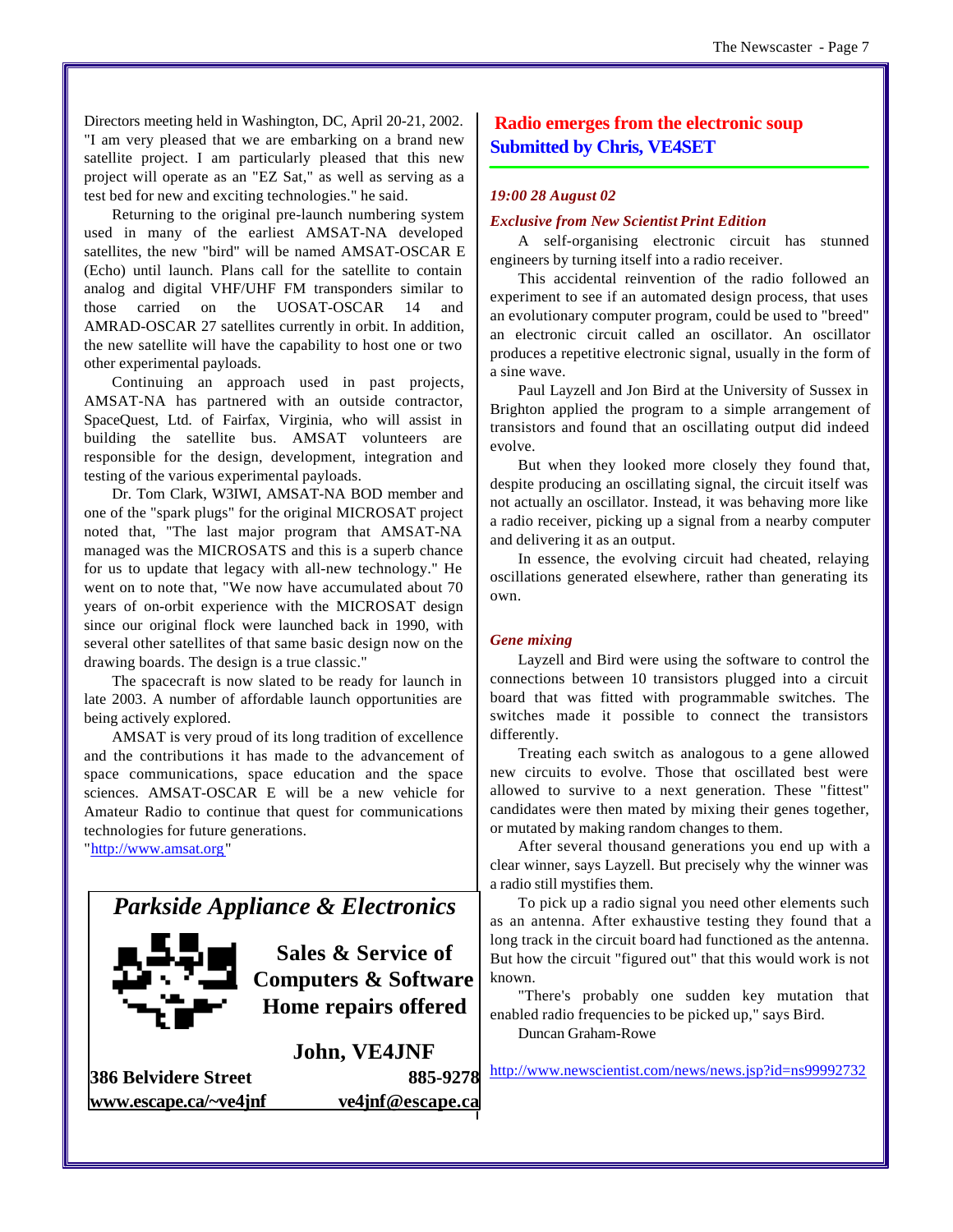Directors meeting held in Washington, DC, April 20-21, 2002. "I am very pleased that we are embarking on a brand new satellite project. I am particularly pleased that this new project will operate as an "EZ Sat," as well as serving as a test bed for new and exciting technologies." he said.

Returning to the original pre-launch numbering system used in many of the earliest AMSAT-NA developed satellites, the new "bird" will be named AMSAT-OSCAR E (Echo) until launch. Plans call for the satellite to contain analog and digital VHF/UHF FM transponders similar to those carried on the UOSAT-OSCAR 14 and AMRAD-OSCAR 27 satellites currently in orbit. In addition, the new satellite will have the capability to host one or two other experimental payloads.

Continuing an approach used in past projects, AMSAT-NA has partnered with an outside contractor, SpaceQuest, Ltd. of Fairfax, Virginia, who will assist in building the satellite bus. AMSAT volunteers are responsible for the design, development, integration and testing of the various experimental payloads.

Dr. Tom Clark, W3IWI, AMSAT-NA BOD member and one of the "spark plugs" for the original MICROSAT project noted that, "The last major program that AMSAT-NA managed was the MICROSATS and this is a superb chance for us to update that legacy with all-new technology." He went on to note that, "We now have accumulated about 70 years of on-orbit experience with the MICROSAT design since our original flock were launched back in 1990, with several other satellites of that same basic design now on the drawing boards. The design is a true classic."

The spacecraft is now slated to be ready for launch in late 2003. A number of affordable launch opportunities are being actively explored.

AMSAT is very proud of its long tradition of excellence and the contributions it has made to the advancement of space communications, space education and the space sciences. AMSAT-OSCAR E will be a new vehicle for Amateur Radio to continue that quest for communications technologies for future generations.

"http://www.amsat.org"

## *Parkside Appliance & Electronics*

**Sales & Service of**
**Computers & Software**
**Home repairs offered**

**John, VE4JNF**

**386 Belvidere Street** **885-9278**
**www.escape.ca/~ve4jnf** **ve4jnf@escape.ca**

## Radio emerges from the electronic soup

**Submitted by Chris, VE4SET**

***19:00 28 August 02***

***Exclusive from New Scientist Print Edition***

A self-organising electronic circuit has stunned engineers by turning itself into a radio receiver.

This accidental reinvention of the radio followed an experiment to see if an automated design process, that uses an evolutionary computer program, could be used to "breed" an electronic circuit called an oscillator. An oscillator produces a repetitive electronic signal, usually in the form of a sine wave.

Paul Layzell and Jon Bird at the University of Sussex in Brighton applied the program to a simple arrangement of transistors and found that an oscillating output did indeed evolve.

But when they looked more closely they found that, despite producing an oscillating signal, the circuit itself was not actually an oscillator. Instead, it was behaving more like a radio receiver, picking up a signal from a nearby computer and delivering it as an output.

In essence, the evolving circuit had cheated, relaying oscillations generated elsewhere, rather than generating its own.

***Gene mixing***

Layzell and Bird were using the software to control the connections between 10 transistors plugged into a circuit board that was fitted with programmable switches. The switches made it possible to connect the transistors differently.

Treating each switch as analogous to a gene allowed new circuits to evolve. Those that oscillated best were allowed to survive to a next generation. These "fittest" candidates were then mated by mixing their genes together, or mutated by making random changes to them.

After several thousand generations you end up with a clear winner, says Layzell. But precisely why the winner was a radio still mystifies them.

To pick up a radio signal you need other elements such as an antenna. After exhaustive testing they found that a long track in the circuit board had functioned as the antenna. But how the circuit "figured out" that this would work is not known.

"There's probably one sudden key mutation that enabled radio frequencies to be picked up," says Bird.

Duncan Graham-Rowe

http://www.newscientist.com/news/news.jsp?id=ns99992732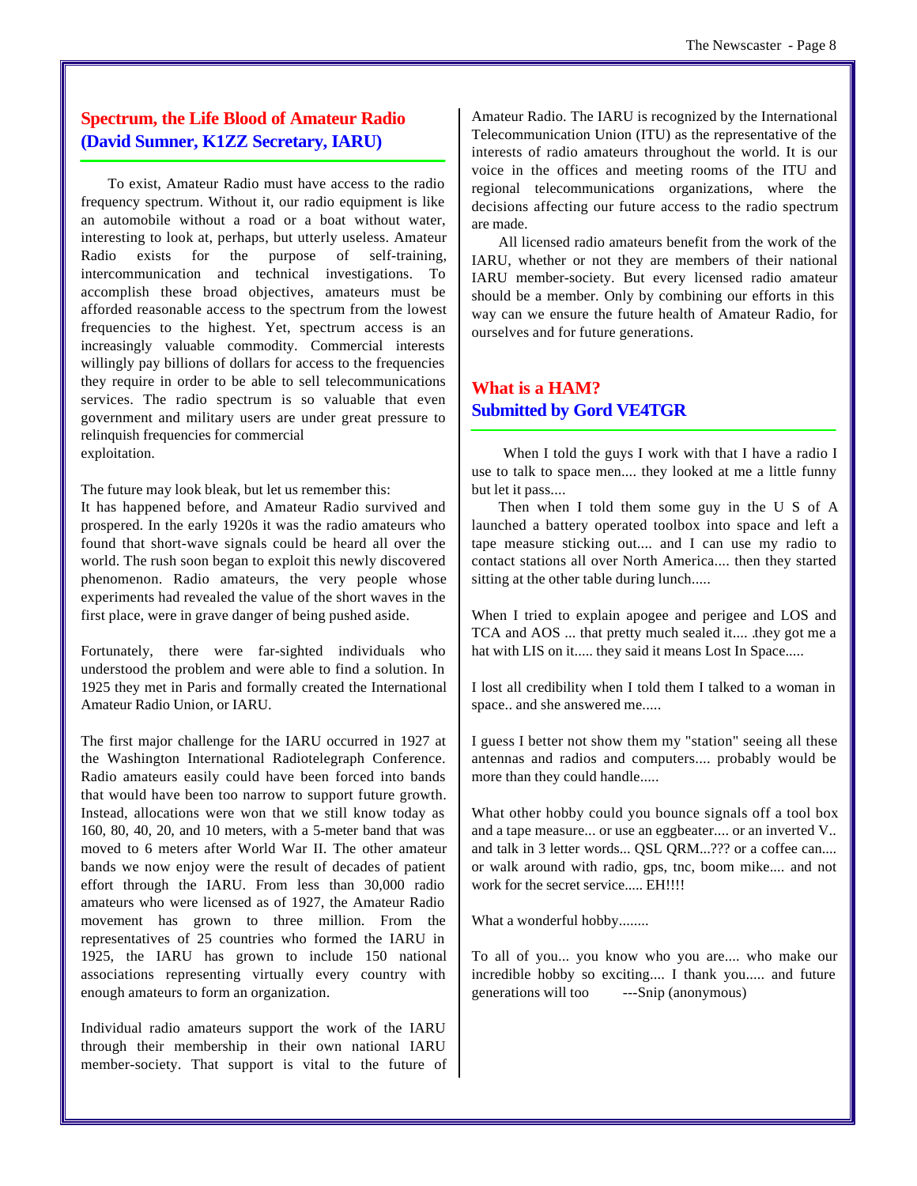## Spectrum, the Life Blood of Amateur Radio (David Sumner, K1ZZ Secretary, IARU)

To exist, Amateur Radio must have access to the radio frequency spectrum. Without it, our radio equipment is like an automobile without a road or a boat without water, interesting to look at, perhaps, but utterly useless. Amateur Radio exists for the purpose of self-training, intercommunication and technical investigations. To accomplish these broad objectives, amateurs must be afforded reasonable access to the spectrum from the lowest frequencies to the highest. Yet, spectrum access is an increasingly valuable commodity. Commercial interests willingly pay billions of dollars for access to the frequencies they require in order to be able to sell telecommunications services. The radio spectrum is so valuable that even government and military users are under great pressure to relinquish frequencies for commercial exploitation.

The future may look bleak, but let us remember this:
It has happened before, and Amateur Radio survived and prospered. In the early 1920s it was the radio amateurs who found that short-wave signals could be heard all over the world. The rush soon began to exploit this newly discovered phenomenon. Radio amateurs, the very people whose experiments had revealed the value of the short waves in the first place, were in grave danger of being pushed aside.

Fortunately, there were far-sighted individuals who understood the problem and were able to find a solution. In 1925 they met in Paris and formally created the International Amateur Radio Union, or IARU.

The first major challenge for the IARU occurred in 1927 at the Washington International Radiotelegraph Conference. Radio amateurs easily could have been forced into bands that would have been too narrow to support future growth. Instead, allocations were won that we still know today as 160, 80, 40, 20, and 10 meters, with a 5-meter band that was moved to 6 meters after World War II. The other amateur bands we now enjoy were the result of decades of patient effort through the IARU. From less than 30,000 radio amateurs who were licensed as of 1927, the Amateur Radio movement has grown to three million. From the representatives of 25 countries who formed the IARU in 1925, the IARU has grown to include 150 national associations representing virtually every country with enough amateurs to form an organization.

Individual radio amateurs support the work of the IARU through their membership in their own national IARU member-society. That support is vital to the future of Amateur Radio. The IARU is recognized by the International Telecommunication Union (ITU) as the representative of the interests of radio amateurs throughout the world. It is our voice in the offices and meeting rooms of the ITU and regional telecommunications organizations, where the decisions affecting our future access to the radio spectrum are made.

All licensed radio amateurs benefit from the work of the IARU, whether or not they are members of their national IARU member-society. But every licensed radio amateur should be a member. Only by combining our efforts in this way can we ensure the future health of Amateur Radio, for ourselves and for future generations.

## What is a HAM? Submitted by Gord VE4TGR

When I told the guys I work with that I have a radio I use to talk to space men.... they looked at me a little funny but let it pass....

Then when I told them some guy in the U S of A launched a battery operated toolbox into space and left a tape measure sticking out.... and I can use my radio to contact stations all over North America.... then they started sitting at the other table during lunch.....

When I tried to explain apogee and perigee and LOS and TCA and AOS ... that pretty much sealed it.... .they got me a hat with LIS on it..... they said it means Lost In Space.....

I lost all credibility when I told them I talked to a woman in space.. and she answered me.....

I guess I better not show them my "station" seeing all these antennas and radios and computers.... probably would be more than they could handle.....

What other hobby could you bounce signals off a tool box and a tape measure... or use an eggbeater.... or an inverted V.. and talk in 3 letter words... QSL QRM...??? or a coffee can.... or walk around with radio, gps, tnc, boom mike.... and not work for the secret service..... EH!!!!

What a wonderful hobby........

To all of you... you know who you are.... who make our incredible hobby so exciting.... I thank you..... and future generations will too ---Snip (anonymous)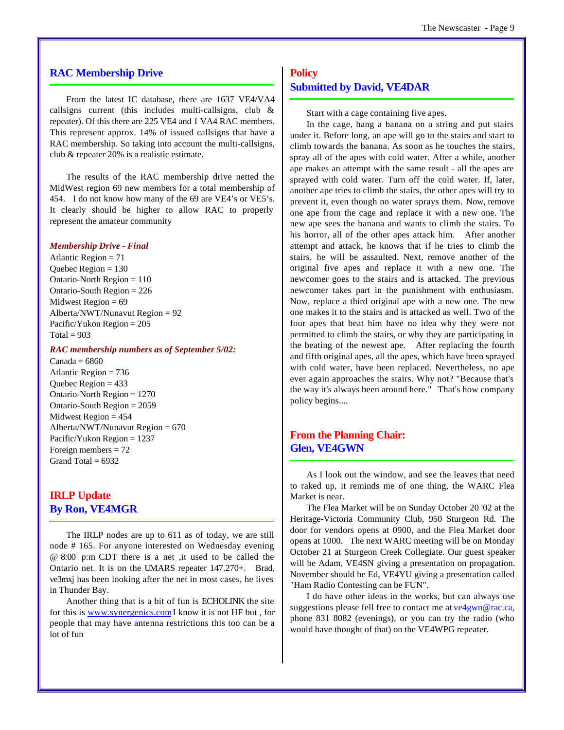## RAC Membership Drive

From the latest IC database, there are 1637 VE4/VA4 callsigns current (this includes multi-callsigns, club & repeater). Of this there are 225 VE4 and 1 VA4 RAC members. This represent approx. 14% of issued callsigns that have a RAC membership. So taking into account the multi-callsigns, club & repeater 20% is a realistic estimate.

The results of the RAC membership drive netted the MidWest region 69 new members for a total membership of 454. I do not know how many of the 69 are VE4's or VE5's. It clearly should be higher to allow RAC to properly represent the amateur community

***Membership Drive - Final***

Atlantic Region = 71
Quebec Region = 130
Ontario-North Region = 110
Ontario-South Region = 226
Midwest Region = 69
Alberta/NWT/Nunavut Region = 92
Pacific/Yukon Region = 205
Total = 903

***RAC membership numbers as of September 5/02:***

Canada = 6860
Atlantic Region = 736
Quebec Region = 433
Ontario-North Region = 1270
Ontario-South Region = 2059
Midwest Region = 454
Alberta/NWT/Nunavut Region = 670
Pacific/Yukon Region = 1237
Foreign members = 72
Grand Total = 6932

## IRLP Update
## By Ron, VE4MGR

The IRLP nodes are up to 611 as of today, we are still node # 165. For anyone interested on Wednesday evening @ 8:00 p:m CDT there is a net ,it used to be called the Ontario net. It is on the UMARS repeater 147.270+. Brad, ve3mxj has been looking after the net in most cases, he lives in Thunder Bay.

Another thing that is a bit of fun is ECHOLINK the site for this is www.synergenics.com I know it is not HF but , for people that may have antenna restrictions this too can be a lot of fun

## Policy
## Submitted by David, VE4DAR

Start with a cage containing five apes.

In the cage, hang a banana on a string and put stairs under it. Before long, an ape will go to the stairs and start to climb towards the banana. As soon as he touches the stairs, spray all of the apes with cold water. After a while, another ape makes an attempt with the same result - all the apes are sprayed with cold water. Turn off the cold water. If, later, another ape tries to climb the stairs, the other apes will try to prevent it, even though no water sprays them. Now, remove one ape from the cage and replace it with a new one. The new ape sees the banana and wants to climb the stairs. To his horror, all of the other apes attack him. After another attempt and attack, he knows that if he tries to climb the stairs, he will be assaulted. Next, remove another of the original five apes and replace it with a new one. The newcomer goes to the stairs and is attacked. The previous newcomer takes part in the punishment with enthusiasm. Now, replace a third original ape with a new one. The new one makes it to the stairs and is attacked as well. Two of the four apes that beat him have no idea why they were not permitted to climb the stairs, or why they are participating in the beating of the newest ape. After replacing the fourth and fifth original apes, all the apes, which have been sprayed with cold water, have been replaced. Nevertheless, no ape ever again approaches the stairs. Why not? "Because that's the way it's always been around here." That's how company policy begins....

## From the Planning Chair:
## Glen, VE4GWN

As I look out the window, and see the leaves that need to raked up, it reminds me of one thing, the WARC Flea Market is near.

The Flea Market will be on Sunday October 20 '02 at the Heritage-Victoria Community Club, 950 Sturgeon Rd. The door for vendors opens at 0900, and the Flea Market door opens at 1000. The next WARC meeting will be on Monday October 21 at Sturgeon Creek Collegiate. Our guest speaker will be Adam, VE4SN giving a presentation on propagation. November should be Ed, VE4YU giving a presentation called "Ham Radio Contesting can be FUN".

I do have other ideas in the works, but can always use suggestions please fell free to contact me at ve4gwn@rac.ca, phone 831 8082 (evenings), or you can try the radio (who would have thought of that) on the VE4WPG repeater.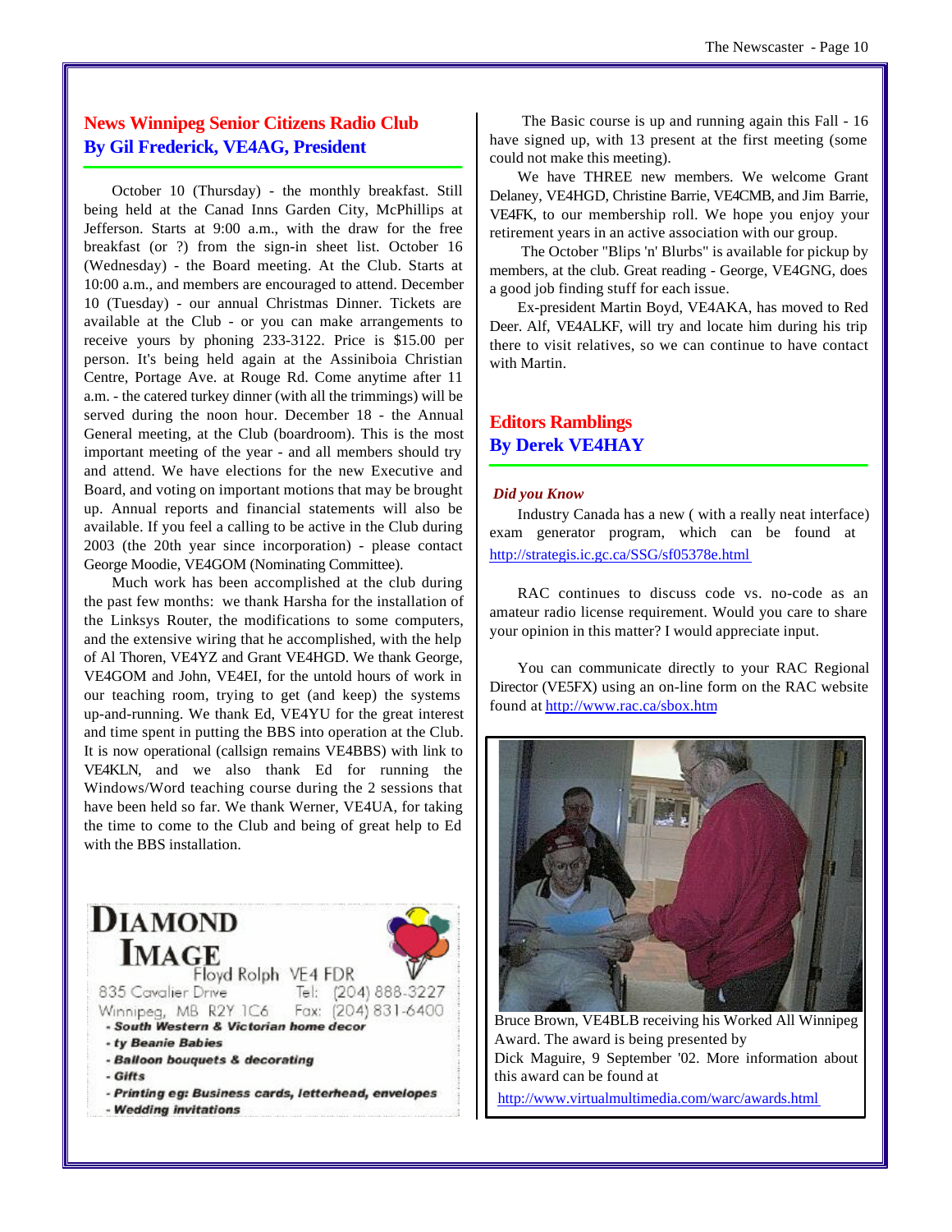## News Winnipeg Senior Citizens Radio Club
## By Gil Frederick, VE4AG, President

October 10 (Thursday) - the monthly breakfast. Still being held at the Canad Inns Garden City, McPhillips at Jefferson. Starts at 9:00 a.m., with the draw for the free breakfast (or ?) from the sign-in sheet list. October 16 (Wednesday) - the Board meeting. At the Club. Starts at 10:00 a.m., and members are encouraged to attend. December 10 (Tuesday) - our annual Christmas Dinner. Tickets are available at the Club - or you can make arrangements to receive yours by phoning 233-3122. Price is $15.00 per person. It's being held again at the Assiniboia Christian Centre, Portage Ave. at Rouge Rd. Come anytime after 11 a.m. - the catered turkey dinner (with all the trimmings) will be served during the noon hour. December 18 - the Annual General meeting, at the Club (boardroom). This is the most important meeting of the year - and all members should try and attend. We have elections for the new Executive and Board, and voting on important motions that may be brought up. Annual reports and financial statements will also be available. If you feel a calling to be active in the Club during 2003 (the 20th year since incorporation) - please contact George Moodie, VE4GOM (Nominating Committee).

Much work has been accomplished at the club during the past few months: we thank Harsha for the installation of the Linksys Router, the modifications to some computers, and the extensive wiring that he accomplished, with the help of Al Thoren, VE4YZ and Grant VE4HGD. We thank George, VE4GOM and John, VE4EI, for the untold hours of work in our teaching room, trying to get (and keep) the systems up-and-running. We thank Ed, VE4YU for the great interest and time spent in putting the BBS into operation at the Club. It is now operational (callsign remains VE4BBS) with link to VE4KLN, and we also thank Ed for running the Windows/Word teaching course during the 2 sessions that have been held so far. We thank Werner, VE4UA, for taking the time to come to the Club and being of great help to Ed with the BBS installation.

The Basic course is up and running again this Fall - 16 have signed up, with 13 present at the first meeting (some could not make this meeting).

We have THREE new members. We welcome Grant Delaney, VE4HGD, Christine Barrie, VE4CMB, and Jim Barrie, VE4FK, to our membership roll. We hope you enjoy your retirement years in an active association with our group.

The October "Blips 'n' Blurbs" is available for pickup by members, at the club. Great reading - George, VE4GNG, does a good job finding stuff for each issue.

Ex-president Martin Boyd, VE4AKA, has moved to Red Deer. Alf, VE4ALKF, will try and locate him during his trip there to visit relatives, so we can continue to have contact with Martin.

**DIAMOND IMAGE**
Floyd Rolph VE4 FDR
835 Cavalier Drive Tel: (204) 888-3227
Winnipeg, MB R2Y 1C6 Fax: (204) 831-6400
- South Western & Victorian home decor
- ty Beanie Babies
- Balloon bouquets & decorating
- Gifts
- Printing eg: Business cards, letterhead, envelopes
- Wedding invitations

## Editors Ramblings
## By Derek VE4HAY

***Did you Know***

Industry Canada has a new ( with a really neat interface) exam generator program, which can be found at http://strategis.ic.gc.ca/SSG/sf05378e.html

RAC continues to discuss code vs. no-code as an amateur radio license requirement. Would you care to share your opinion in this matter? I would appreciate input.

You can communicate directly to your RAC Regional Director (VE5FX) using an on-line form on the RAC website found at http://www.rac.ca/sbox.htm

Bruce Brown, VE4BLB receiving his Worked All Winnipeg Award. The award is being presented by Dick Maguire, 9 September '02. More information about this award can be found at http://www.virtualmultimedia.com/warc/awards.html